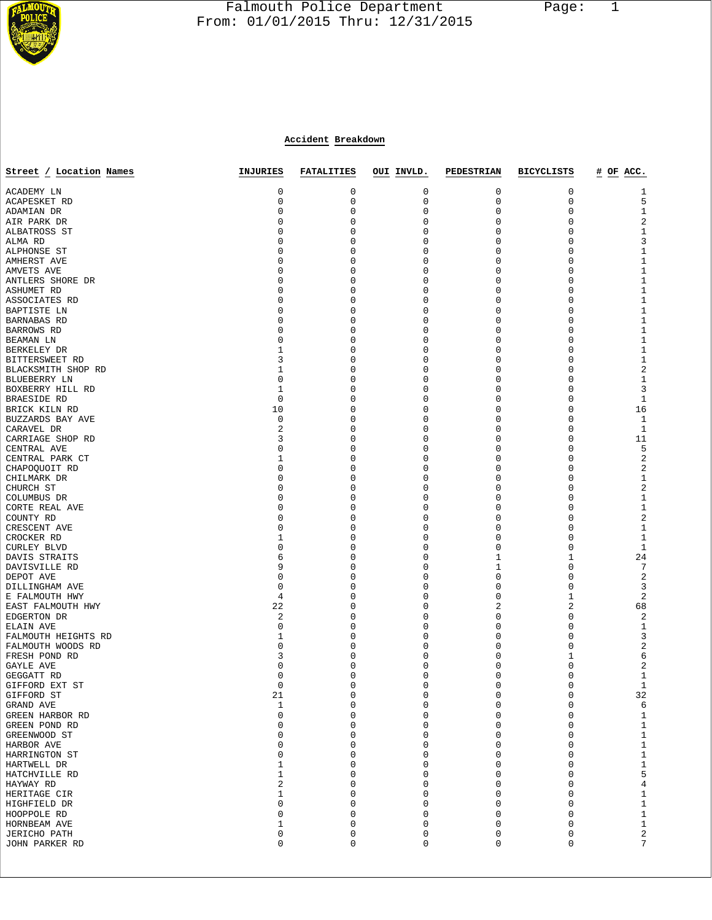# Falmouth Police Department

From: 01/01/2015 Thru: 12/31/2015

## Accident Breakdown

| Street / Location Names | INJURIES | FATALITIES | OUI INVLD. | PEDESTRIAN | BICYCLISTS | # OF ACC. |
|---|---|---|---|---|---|---|
| ACADEMY LN | 0 | 0 | 0 | 0 | 0 | 1 |
| ACAPESKET RD | 0 | 0 | 0 | 0 | 0 | 5 |
| ADAMIAN DR | 0 | 0 | 0 | 0 | 0 | 1 |
| AIR PARK DR | 0 | 0 | 0 | 0 | 0 | 2 |
| ALBATROSS ST | 0 | 0 | 0 | 0 | 0 | 1 |
| ALMA RD | 0 | 0 | 0 | 0 | 0 | 3 |
| ALPHONSE ST | 0 | 0 | 0 | 0 | 0 | 1 |
| AMHERST AVE | 0 | 0 | 0 | 0 | 0 | 1 |
| AMVETS AVE | 0 | 0 | 0 | 0 | 0 | 1 |
| ANTLERS SHORE DR | 0 | 0 | 0 | 0 | 0 | 1 |
| ASHUMET RD | 0 | 0 | 0 | 0 | 0 | 1 |
| ASSOCIATES RD | 0 | 0 | 0 | 0 | 0 | 1 |
| BAPTISTE LN | 0 | 0 | 0 | 0 | 0 | 1 |
| BARNABAS RD | 0 | 0 | 0 | 0 | 0 | 1 |
| BARROWS RD | 0 | 0 | 0 | 0 | 0 | 1 |
| BEAMAN LN | 0 | 0 | 0 | 0 | 0 | 1 |
| BERKELEY DR | 1 | 0 | 0 | 0 | 0 | 1 |
| BITTERSWEET RD | 3 | 0 | 0 | 0 | 0 | 1 |
| BLACKSMITH SHOP RD | 1 | 0 | 0 | 0 | 0 | 2 |
| BLUEBERRY LN | 0 | 0 | 0 | 0 | 0 | 1 |
| BOXBERRY HILL RD | 1 | 0 | 0 | 0 | 0 | 3 |
| BRAESIDE RD | 0 | 0 | 0 | 0 | 0 | 1 |
| BRICK KILN RD | 10 | 0 | 0 | 0 | 0 | 16 |
| BUZZARDS BAY AVE | 0 | 0 | 0 | 0 | 0 | 1 |
| CARAVEL DR | 2 | 0 | 0 | 0 | 0 | 1 |
| CARRIAGE SHOP RD | 3 | 0 | 0 | 0 | 0 | 11 |
| CENTRAL AVE | 0 | 0 | 0 | 0 | 0 | 5 |
| CENTRAL PARK CT | 1 | 0 | 0 | 0 | 0 | 2 |
| CHAPOQUOIT RD | 0 | 0 | 0 | 0 | 0 | 2 |
| CHILMARK DR | 0 | 0 | 0 | 0 | 0 | 1 |
| CHURCH ST | 0 | 0 | 0 | 0 | 0 | 2 |
| COLUMBUS DR | 0 | 0 | 0 | 0 | 0 | 1 |
| CORTE REAL AVE | 0 | 0 | 0 | 0 | 0 | 1 |
| COUNTY RD | 0 | 0 | 0 | 0 | 0 | 2 |
| CRESCENT AVE | 0 | 0 | 0 | 0 | 0 | 1 |
| CROCKER RD | 1 | 0 | 0 | 0 | 0 | 1 |
| CURLEY BLVD | 0 | 0 | 0 | 0 | 0 | 1 |
| DAVIS STRAITS | 6 | 0 | 0 | 1 | 1 | 24 |
| DAVISVILLE RD | 9 | 0 | 0 | 1 | 0 | 7 |
| DEPOT AVE | 0 | 0 | 0 | 0 | 0 | 2 |
| DILLINGHAM AVE | 0 | 0 | 0 | 0 | 0 | 3 |
| E FALMOUTH HWY | 4 | 0 | 0 | 0 | 1 | 2 |
| EAST FALMOUTH HWY | 22 | 0 | 0 | 2 | 2 | 68 |
| EDGERTON DR | 2 | 0 | 0 | 0 | 0 | 2 |
| ELAIN AVE | 0 | 0 | 0 | 0 | 0 | 1 |
| FALMOUTH HEIGHTS RD | 1 | 0 | 0 | 0 | 0 | 3 |
| FALMOUTH WOODS RD | 0 | 0 | 0 | 0 | 0 | 2 |
| FRESH POND RD | 3 | 0 | 0 | 0 | 1 | 6 |
| GAYLE AVE | 0 | 0 | 0 | 0 | 0 | 2 |
| GEGGATT RD | 0 | 0 | 0 | 0 | 0 | 1 |
| GIFFORD EXT ST | 0 | 0 | 0 | 0 | 0 | 1 |
| GIFFORD ST | 21 | 0 | 0 | 0 | 0 | 32 |
| GRAND AVE | 1 | 0 | 0 | 0 | 0 | 6 |
| GREEN HARBOR RD | 0 | 0 | 0 | 0 | 0 | 1 |
| GREEN POND RD | 0 | 0 | 0 | 0 | 0 | 1 |
| GREENWOOD ST | 0 | 0 | 0 | 0 | 0 | 1 |
| HARBOR AVE | 0 | 0 | 0 | 0 | 0 | 1 |
| HARRINGTON ST | 0 | 0 | 0 | 0 | 0 | 1 |
| HARTWELL DR | 1 | 0 | 0 | 0 | 0 | 1 |
| HATCHVILLE RD | 1 | 0 | 0 | 0 | 0 | 5 |
| HAYWAY RD | 2 | 0 | 0 | 0 | 0 | 4 |
| HERITAGE CIR | 1 | 0 | 0 | 0 | 0 | 1 |
| HIGHFIELD DR | 0 | 0 | 0 | 0 | 0 | 1 |
| HOOPPOLE RD | 0 | 0 | 0 | 0 | 0 | 1 |
| HORNBEAM AVE | 1 | 0 | 0 | 0 | 0 | 1 |
| JERICHO PATH | 0 | 0 | 0 | 0 | 0 | 2 |
| JOHN PARKER RD | 0 | 0 | 0 | 0 | 0 | 7 |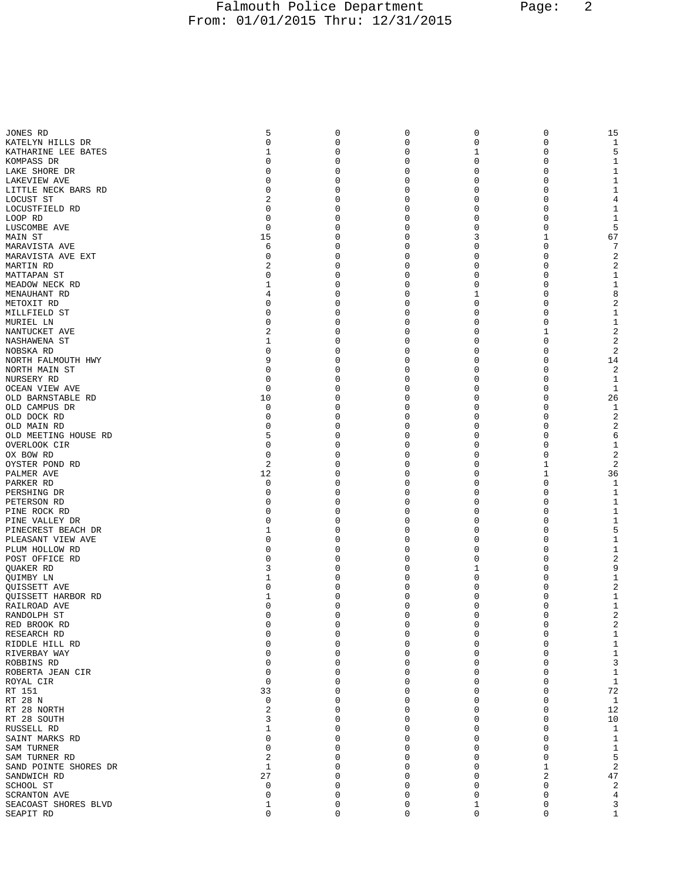| | | | | | | |
|---|---|---|---|---|---|---|
| JONES RD | 5 | 0 | 0 | 0 | 0 | 15 |
| KATELYN HILLS DR | 0 | 0 | 0 | 0 | 0 | 1 |
| KATHARINE LEE BATES | 1 | 0 | 0 | 1 | 0 | 5 |
| KOMPASS DR | 0 | 0 | 0 | 0 | 0 | 1 |
| LAKE SHORE DR | 0 | 0 | 0 | 0 | 0 | 1 |
| LAKEVIEW AVE | 0 | 0 | 0 | 0 | 0 | 1 |
| LITTLE NECK BARS RD | 0 | 0 | 0 | 0 | 0 | 1 |
| LOCUST ST | 2 | 0 | 0 | 0 | 0 | 4 |
| LOCUSTFIELD RD | 0 | 0 | 0 | 0 | 0 | 1 |
| LOOP RD | 0 | 0 | 0 | 0 | 0 | 1 |
| LUSCOMBE AVE | 0 | 0 | 0 | 0 | 0 | 5 |
| MAIN ST | 15 | 0 | 0 | 3 | 1 | 67 |
| MARAVISTA AVE | 6 | 0 | 0 | 0 | 0 | 7 |
| MARAVISTA AVE EXT | 0 | 0 | 0 | 0 | 0 | 2 |
| MARTIN RD | 2 | 0 | 0 | 0 | 0 | 2 |
| MATTAPAN ST | 0 | 0 | 0 | 0 | 0 | 1 |
| MEADOW NECK RD | 1 | 0 | 0 | 0 | 0 | 1 |
| MENAUHANT RD | 4 | 0 | 0 | 1 | 0 | 8 |
| METOXIT RD | 0 | 0 | 0 | 0 | 0 | 2 |
| MILLFIELD ST | 0 | 0 | 0 | 0 | 0 | 1 |
| MURIEL LN | 0 | 0 | 0 | 0 | 0 | 1 |
| NANTUCKET AVE | 2 | 0 | 0 | 0 | 1 | 2 |
| NASHAWENA ST | 1 | 0 | 0 | 0 | 0 | 2 |
| NOBSKA RD | 0 | 0 | 0 | 0 | 0 | 2 |
| NORTH FALMOUTH HWY | 9 | 0 | 0 | 0 | 0 | 14 |
| NORTH MAIN ST | 0 | 0 | 0 | 0 | 0 | 2 |
| NURSERY RD | 0 | 0 | 0 | 0 | 0 | 1 |
| OCEAN VIEW AVE | 0 | 0 | 0 | 0 | 0 | 1 |
| OLD BARNSTABLE RD | 10 | 0 | 0 | 0 | 0 | 26 |
| OLD CAMPUS DR | 0 | 0 | 0 | 0 | 0 | 1 |
| OLD DOCK RD | 0 | 0 | 0 | 0 | 0 | 2 |
| OLD MAIN RD | 0 | 0 | 0 | 0 | 0 | 2 |
| OLD MEETING HOUSE RD | 5 | 0 | 0 | 0 | 0 | 6 |
| OVERLOOK CIR | 0 | 0 | 0 | 0 | 0 | 1 |
| OX BOW RD | 0 | 0 | 0 | 0 | 0 | 2 |
| OYSTER POND RD | 2 | 0 | 0 | 0 | 1 | 2 |
| PALMER AVE | 12 | 0 | 0 | 0 | 1 | 36 |
| PARKER RD | 0 | 0 | 0 | 0 | 0 | 1 |
| PERSHING DR | 0 | 0 | 0 | 0 | 0 | 1 |
| PETERSON RD | 0 | 0 | 0 | 0 | 0 | 1 |
| PINE ROCK RD | 0 | 0 | 0 | 0 | 0 | 1 |
| PINE VALLEY DR | 0 | 0 | 0 | 0 | 0 | 1 |
| PINECREST BEACH DR | 1 | 0 | 0 | 0 | 0 | 5 |
| PLEASANT VIEW AVE | 0 | 0 | 0 | 0 | 0 | 1 |
| PLUM HOLLOW RD | 0 | 0 | 0 | 0 | 0 | 1 |
| POST OFFICE RD | 0 | 0 | 0 | 0 | 0 | 2 |
| QUAKER RD | 3 | 0 | 0 | 1 | 0 | 9 |
| QUIMBY LN | 1 | 0 | 0 | 0 | 0 | 1 |
| QUISSETT AVE | 0 | 0 | 0 | 0 | 0 | 2 |
| QUISSETT HARBOR RD | 1 | 0 | 0 | 0 | 0 | 1 |
| RAILROAD AVE | 0 | 0 | 0 | 0 | 0 | 1 |
| RANDOLPH ST | 0 | 0 | 0 | 0 | 0 | 2 |
| RED BROOK RD | 0 | 0 | 0 | 0 | 0 | 2 |
| RESEARCH RD | 0 | 0 | 0 | 0 | 0 | 1 |
| RIDDLE HILL RD | 0 | 0 | 0 | 0 | 0 | 1 |
| RIVERBAY WAY | 0 | 0 | 0 | 0 | 0 | 1 |
| ROBBINS RD | 0 | 0 | 0 | 0 | 0 | 3 |
| ROBERTA JEAN CIR | 0 | 0 | 0 | 0 | 0 | 1 |
| ROYAL CIR | 0 | 0 | 0 | 0 | 0 | 1 |
| RT 151 | 33 | 0 | 0 | 0 | 0 | 72 |
| RT 28 N | 0 | 0 | 0 | 0 | 0 | 1 |
| RT 28 NORTH | 2 | 0 | 0 | 0 | 0 | 12 |
| RT 28 SOUTH | 3 | 0 | 0 | 0 | 0 | 10 |
| RUSSELL RD | 1 | 0 | 0 | 0 | 0 | 1 |
| SAINT MARKS RD | 0 | 0 | 0 | 0 | 0 | 1 |
| SAM TURNER | 0 | 0 | 0 | 0 | 0 | 1 |
| SAM TURNER RD | 2 | 0 | 0 | 0 | 0 | 5 |
| SAND POINTE SHORES DR | 1 | 0 | 0 | 0 | 1 | 2 |
| SANDWICH RD | 27 | 0 | 0 | 0 | 2 | 47 |
| SCHOOL ST | 0 | 0 | 0 | 0 | 0 | 2 |
| SCRANTON AVE | 0 | 0 | 0 | 0 | 0 | 4 |
| SEACOAST SHORES BLVD | 1 | 0 | 0 | 1 | 0 | 3 |
| SEAPIT RD | 0 | 0 | 0 | 0 | 0 | 1 |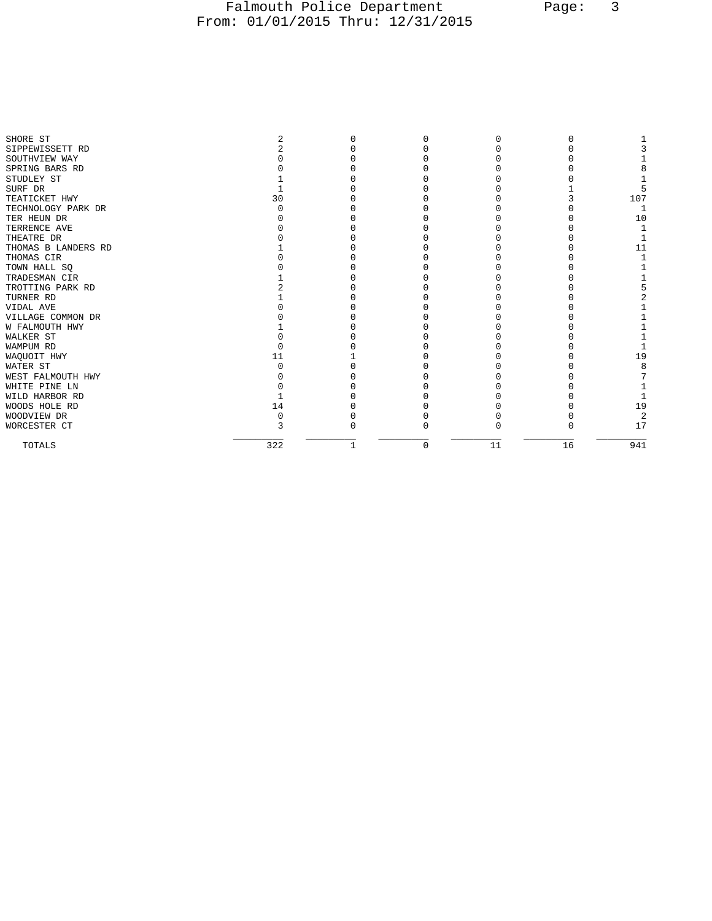| | | | | | | |
|---|---|---|---|---|---|---|
| SHORE ST | 2 | 0 | 0 | 0 | 0 | 1 |
| SIPPEWISSETT RD | 2 | 0 | 0 | 0 | 0 | 3 |
| SOUTHVIEW WAY | 0 | 0 | 0 | 0 | 0 | 1 |
| SPRING BARS RD | 0 | 0 | 0 | 0 | 0 | 8 |
| STUDLEY ST | 1 | 0 | 0 | 0 | 0 | 1 |
| SURF DR | 1 | 0 | 0 | 0 | 1 | 5 |
| TEATICKET HWY | 30 | 0 | 0 | 0 | 3 | 107 |
| TECHNOLOGY PARK DR | 0 | 0 | 0 | 0 | 0 | 1 |
| TER HEUN DR | 0 | 0 | 0 | 0 | 0 | 10 |
| TERRENCE AVE | 0 | 0 | 0 | 0 | 0 | 1 |
| THEATRE DR | 0 | 0 | 0 | 0 | 0 | 1 |
| THOMAS B LANDERS RD | 1 | 0 | 0 | 0 | 0 | 11 |
| THOMAS CIR | 0 | 0 | 0 | 0 | 0 | 1 |
| TOWN HALL SQ | 0 | 0 | 0 | 0 | 0 | 1 |
| TRADESMAN CIR | 1 | 0 | 0 | 0 | 0 | 1 |
| TROTTING PARK RD | 2 | 0 | 0 | 0 | 0 | 5 |
| TURNER RD | 1 | 0 | 0 | 0 | 0 | 2 |
| VIDAL AVE | 0 | 0 | 0 | 0 | 0 | 1 |
| VILLAGE COMMON DR | 0 | 0 | 0 | 0 | 0 | 1 |
| W FALMOUTH HWY | 1 | 0 | 0 | 0 | 0 | 1 |
| WALKER ST | 0 | 0 | 0 | 0 | 0 | 1 |
| WAMPUM RD | 0 | 0 | 0 | 0 | 0 | 1 |
| WAQUOIT HWY | 11 | 1 | 0 | 0 | 0 | 19 |
| WATER ST | 0 | 0 | 0 | 0 | 0 | 8 |
| WEST FALMOUTH HWY | 0 | 0 | 0 | 0 | 0 | 7 |
| WHITE PINE LN | 0 | 0 | 0 | 0 | 0 | 1 |
| WILD HARBOR RD | 1 | 0 | 0 | 0 | 0 | 1 |
| WOODS HOLE RD | 14 | 0 | 0 | 0 | 0 | 19 |
| WOODVIEW DR | 0 | 0 | 0 | 0 | 0 | 2 |
| WORCESTER CT | 3 | 0 | 0 | 0 | 0 | 17 |
| TOTALS | 322 | 1 | 0 | 11 | 16 | 941 |